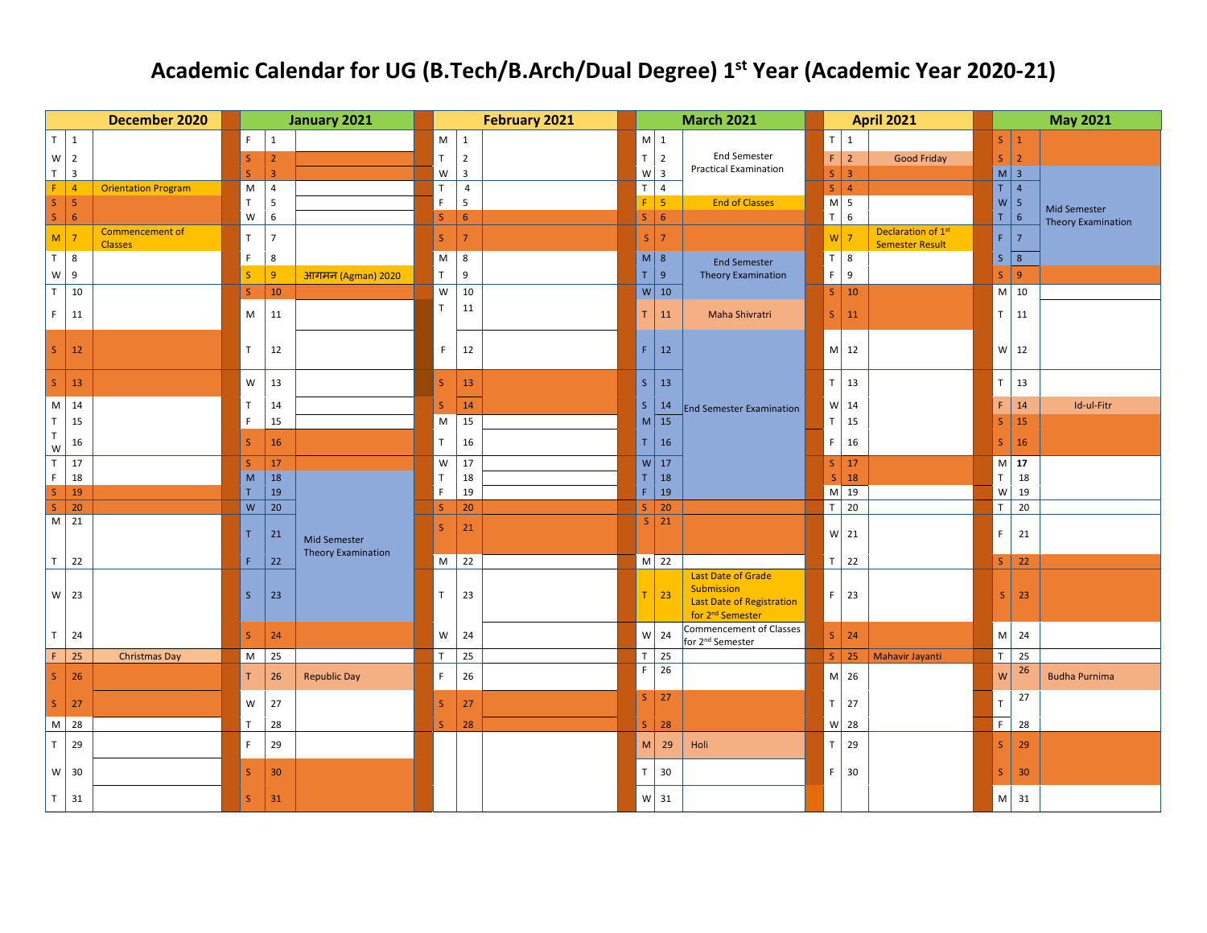# Academic Calendar for UG (B.Tech/B.Arch/Dual Degree) 1st Year (Academic Year 2020-21)

| December 2020 | | | January 2021 | | | February 2021 | | | March 2021 | | | April 2021 | | | May 2021 | | |
|---|---|---|---|---|---|---|---|---|---|---|---|---|---|---|---|---|---|
| T | 1 | | F | 1 | | M | 1 | | M | 1 | | T | 1 | | S | 1 | |
| W | 2 | | S | 2 | | T | 2 | | T | 2 | End Semester Practical Examination | F | 2 | Good Friday | S | 2 | |
| T | 3 | | S | 3 | | W | 3 | | W | 3 | End Semester Practical Examination | S | 3 | | M | 3 | Mid Semester Theory Examination |
| F | 4 | Orientation Program | M | 4 | | T | 4 | | T | 4 | | S | 4 | | T | 4 | Mid Semester Theory Examination |
| S | 5 | | T | 5 | | F | 5 | | F | 5 | End of Classes | M | 5 | | W | 5 | Mid Semester Theory Examination |
| S | 6 | | W | 6 | | S | 6 | | S | 6 | | T | 6 | | T | 6 | Mid Semester Theory Examination |
| M | 7 | Commencement of Classes | T | 7 | | S | 7 | | S | 7 | | W | 7 | Declaration of 1st Semester Result | F | 7 | Mid Semester Theory Examination |
| T | 8 | | F | 8 | | M | 8 | | M | 8 | End Semester Theory Examination | T | 8 | | S | 8 | Mid Semester Theory Examination |
| W | 9 | | S | 9 | आगमन (Agman) 2020 | T | 9 | | T | 9 | End Semester Theory Examination | F | 9 | | S | 9 | |
| T | 10 | | S | 10 | | W | 10 | | W | 10 | End Semester Theory Examination | S | 10 | | M | 10 | |
| F | 11 | | M | 11 | | T | 11 | | T | 11 | Maha Shivratri | S | 11 | | T | 11 | |
| S | 12 | | T | 12 | | F | 12 | | F | 12 | End Semester Examination | M | 12 | | W | 12 | |
| S | 13 | | W | 13 | | S | 13 | | S | 13 | End Semester Examination | T | 13 | | T | 13 | |
| M | 14 | | T | 14 | | S | 14 | | S | 14 | End Semester Examination | W | 14 | | F | 14 | Id-ul-Fitr |
| T | 15 | | F | 15 | | M | 15 | | M | 15 | End Semester Examination | T | 15 | | S | 15 | |
| W | 16 | | S | 16 | | T | 16 | | T | 16 | End Semester Examination | F | 16 | | S | 16 | |
| T | 17 | | S | 17 | | W | 17 | | W | 17 | End Semester Examination | S | 17 | | M | 17 | |
| F | 18 | | M | 18 | Mid Semester Theory Examination | T | 18 | | T | 18 | End Semester Examination | S | 18 | | T | 18 | |
| S | 19 | | T | 19 | Mid Semester Theory Examination | F | 19 | | F | 19 | End Semester Examination | M | 19 | | W | 19 | |
| S | 20 | | W | 20 | Mid Semester Theory Examination | S | 20 | | S | 20 | | T | 20 | | T | 20 | |
| M | 21 | | T | 21 | Mid Semester Theory Examination | S | 21 | | S | 21 | | W | 21 | | F | 21 | |
| T | 22 | | F | 22 | Mid Semester Theory Examination | M | 22 | | M | 22 | | T | 22 | | S | 22 | |
| W | 23 | | S | 23 | Mid Semester Theory Examination | T | 23 | | T | 23 | Last Date of Grade Submission; Last Date of Registration for 2nd Semester | F | 23 | | S | 23 | |
| T | 24 | | S | 24 | | W | 24 | | W | 24 | Commencement of Classes for 2nd Semester | S | 24 | | M | 24 | |
| F | 25 | Christmas Day | M | 25 | | T | 25 | | T | 25 | | S | 25 | Mahavir Jayanti | T | 25 | |
| S | 26 | | T | 26 | Republic Day | F | 26 | | F | 26 | | M | 26 | | W | 26 | Budha Purnima |
| S | 27 | | W | 27 | | S | 27 | | S | 27 | | T | 27 | | T | 27 | |
| M | 28 | | T | 28 | | S | 28 | | S | 28 | | W | 28 | | F | 28 | |
| T | 29 | | F | 29 | | | | | M | 29 | Holi | T | 29 | | S | 29 | |
| W | 30 | | S | 30 | | | | | T | 30 | | F | 30 | | S | 30 | |
| T | 31 | | S | 31 | | | | | W | 31 | | | | | M | 31 | |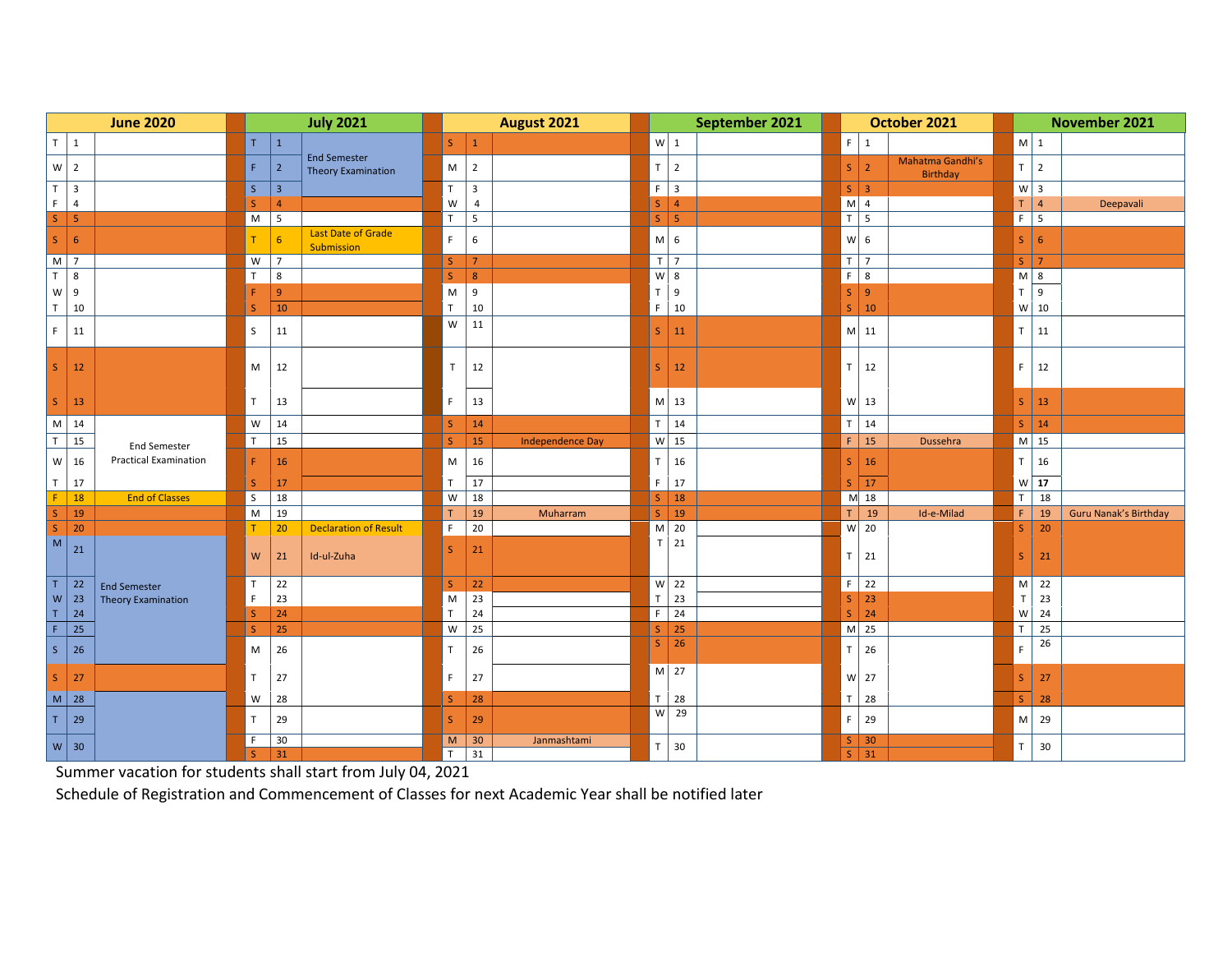| June 2020 | | | July 2021 | | | August 2021 | | | September 2021 | | | October 2021 | | | November 2021 | | |
|---|---|---|---|---|---|---|---|---|---|---|---|---|---|---|---|---|---|
| T | 1 | | T | 1 | End Semester Theory Examination | S | 1 | | W | 1 | | F | 1 | | M | 1 | |
| W | 2 | | F | 2 | | M | 2 | | T | 2 | | S | 2 | Mahatma Gandhi's Birthday | T | 2 | |
| T | 3 | | S | 3 | | T | 3 | | F | 3 | | S | 3 | | W | 3 | |
| F | 4 | | S | 4 | | W | 4 | | S | 4 | | M | 4 | | T | 4 | Deepavali |
| S | 5 | | M | 5 | | T | 5 | | S | 5 | | T | 5 | | F | 5 | |
| S | 6 | | T | 6 | Last Date of Grade Submission | F | 6 | | M | 6 | | W | 6 | | S | 6 | |
| M | 7 | | W | 7 | | S | 7 | | T | 7 | | T | 7 | | S | 7 | |
| T | 8 | | T | 8 | | S | 8 | | W | 8 | | F | 8 | | M | 8 | |
| W | 9 | | F | 9 | | M | 9 | | T | 9 | | S | 9 | | T | 9 | |
| T | 10 | | S | 10 | | T | 10 | | F | 10 | | S | 10 | | W | 10 | |
| F | 11 | | S | 11 | | W | 11 | | S | 11 | | M | 11 | | T | 11 | |
| S | 12 | | M | 12 | | T | 12 | | S | 12 | | T | 12 | | F | 12 | |
| S | 13 | | T | 13 | | F | 13 | | M | 13 | | W | 13 | | S | 13 | |
| M | 14 | End Semester Practical Examination | W | 14 | | S | 14 | | T | 14 | | T | 14 | | S | 14 | |
| T | 15 | | T | 15 | | S | 15 | Independence Day | W | 15 | | F | 15 | Dussehra | M | 15 | |
| W | 16 | | F | 16 | | M | 16 | | T | 16 | | S | 16 | | T | 16 | |
| T | 17 | | S | 17 | | T | 17 | | F | 17 | | S | 17 | | W | 17 | |
| F | 18 | End of Classes | S | 18 | | W | 18 | | S | 18 | | M | 18 | | T | 18 | |
| S | 19 | | M | 19 | | T | 19 | Muharram | S | 19 | | T | 19 | Id-e-Milad | F | 19 | Guru Nanak's Birthday |
| S | 20 | | T | 20 | Declaration of Result | F | 20 | | M | 20 | | W | 20 | | S | 20 | |
| M | 21 | End Semester Theory Examination | W | 21 | Id-ul-Zuha | S | 21 | | T | 21 | | T | 21 | | S | 21 | |
| T | 22 | | T | 22 | | S | 22 | | W | 22 | | F | 22 | | M | 22 | |
| W | 23 | | F | 23 | | M | 23 | | T | 23 | | S | 23 | | T | 23 | |
| T | 24 | | S | 24 | | T | 24 | | F | 24 | | S | 24 | | W | 24 | |
| F | 25 | | S | 25 | | W | 25 | | S | 25 | | M | 25 | | T | 25 | |
| S | 26 | | M | 26 | | T | 26 | | S | 26 | | T | 26 | | F | 26 | |
| S | 27 | | T | 27 | | F | 27 | | M | 27 | | W | 27 | | S | 27 | |
| M | 28 | | W | 28 | | S | 28 | | T | 28 | | T | 28 | | S | 28 | |
| T | 29 | | T | 29 | | S | 29 | | W | 29 | | F | 29 | | M | 29 | |
| W | 30 | | F | 30 | | M | 30 | Janmashtami | T | 30 | | S | 30 | | T | 30 | |
| | | | S | 31 | | T | 31 | | | | | S | 31 | | | | |

Summer vacation for students shall start from July 04, 2021

Schedule of Registration and Commencement of Classes for next Academic Year shall be notified later